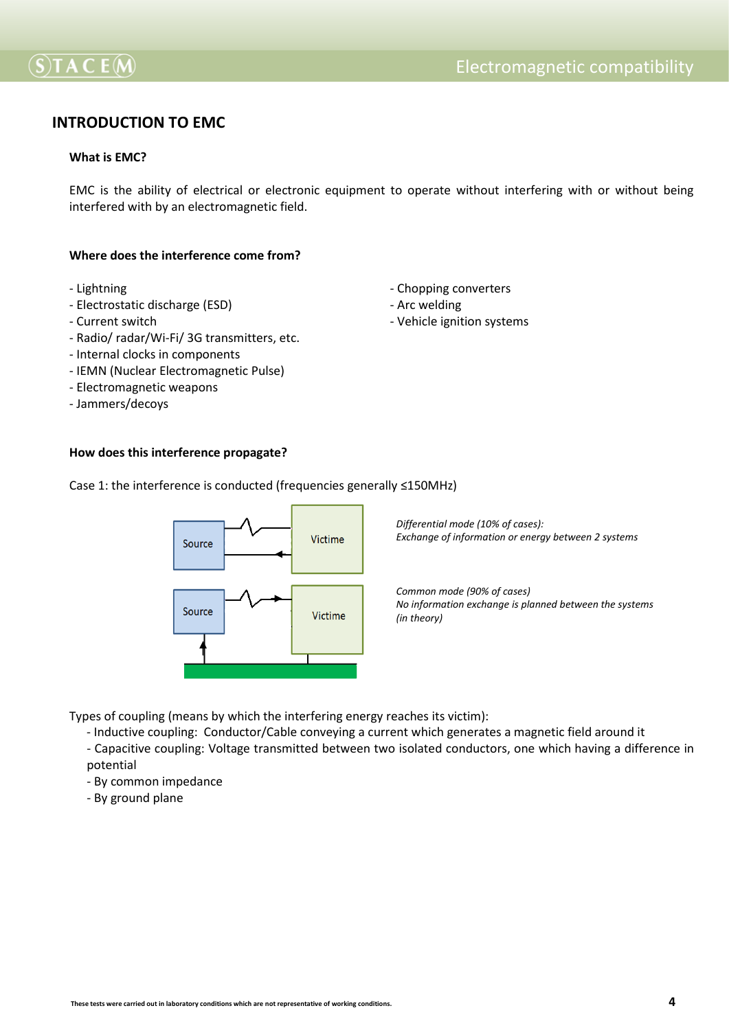## INTRODUCTION TO EMC

### What is EMC?

EMC is the ability of electrical or electronic equipment to operate without interfering with or without being interfered with by an electromagnetic field.

### Where does the interference come from?

- Lightning
- Electrostatic discharge (ESD)
- Current switch
- Radio/ radar/Wi-Fi/ 3G transmitters, etc.
- Internal clocks in components
- IEMN (Nuclear Electromagnetic Pulse)
- Electromagnetic weapons
- Jammers/decoys
- Chopping converters
- Arc welding
- Vehicle ignition systems

### How does this interference propagate?

Case 1: the interference is conducted (frequencies generally ≤150MHz)

Source

Victime

*Differential mode (10% of cases):*
*Exchange of information or energy between 2 systems*

Source

Victime

*Common mode (90% of cases)*
*No information exchange is planned between the systems (in theory)*

Types of coupling (means by which the interfering energy reaches its victim):

- Inductive coupling: Conductor/Cable conveying a current which generates a magnetic field around it
- Capacitive coupling: Voltage transmitted between two isolated conductors, one which having a difference in potential
- By common impedance
- By ground plane

These tests were carried out in laboratory conditions which are not representative of working conditions.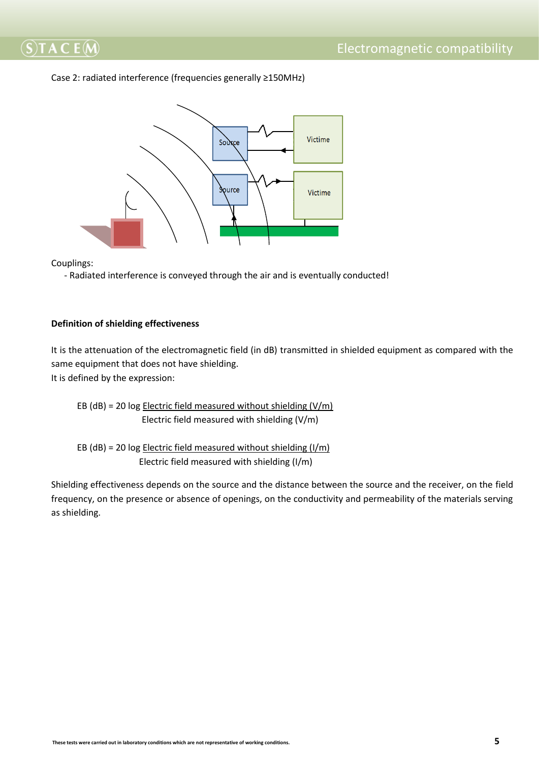Case 2: radiated interference (frequencies generally ≥150MHz)

Source

Victime

Source

Victime

Couplings:

- Radiated interference is conveyed through the air and is eventually conducted!

**Definition of shielding effectiveness**

It is the attenuation of the electromagnetic field (in dB) transmitted in shielded equipment as compared with the same equipment that does not have shielding.
It is defined by the expression:

$$EB\ (dB) = 20 \log \frac{\text{Electric field measured without shielding (V/m)}}{\text{Electric field measured with shielding (V/m)}}$$

$$EB\ (dB) = 20 \log \frac{\text{Electric field measured without shielding (I/m)}}{\text{Electric field measured with shielding (I/m)}}$$

Shielding effectiveness depends on the source and the distance between the source and the receiver, on the field frequency, on the presence or absence of openings, on the conductivity and permeability of the materials serving as shielding.

These tests were carried out in laboratory conditions which are not representative of working conditions.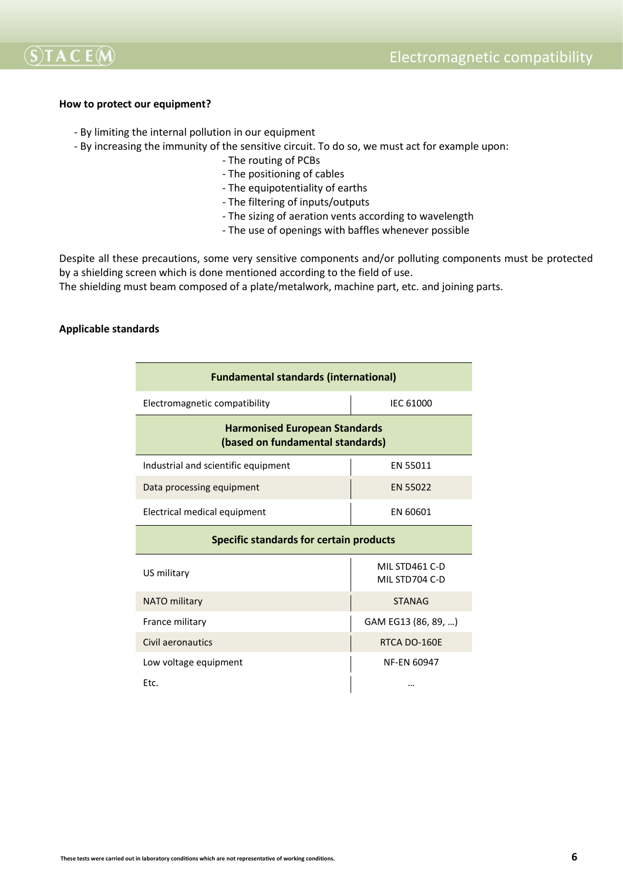**How to protect our equipment?**

- By limiting the internal pollution in our equipment
- By increasing the immunity of the sensitive circuit. To do so, we must act for example upon:
  - The routing of PCBs
  - The positioning of cables
  - The equipotentiality of earths
  - The filtering of inputs/outputs
  - The sizing of aeration vents according to wavelength
  - The use of openings with baffles whenever possible

Despite all these precautions, some very sensitive components and/or polluting components must be protected by a shielding screen which is done mentioned according to the field of use.
The shielding must beam composed of a plate/metalwork, machine part, etc. and joining parts.

**Applicable standards**

| | |
|---|---|
| **Fundamental standards (international)** | |
| Electromagnetic compatibility | IEC 61000 |
| **Harmonised European Standards (based on fundamental standards)** | |
| Industrial and scientific equipment | EN 55011 |
| Data processing equipment | EN 55022 |
| Electrical medical equipment | EN 60601 |
| **Specific standards for certain products** | |
| US military | MIL STD461 C-D<br>MIL STD704 C-D |
| NATO military | STANAG |
| France military | GAM EG13 (86, 89, …) |
| Civil aeronautics | RTCA DO-160E |
| Low voltage equipment | NF-EN 60947 |
| Etc. | … |

These tests were carried out in laboratory conditions which are not representative of working conditions.